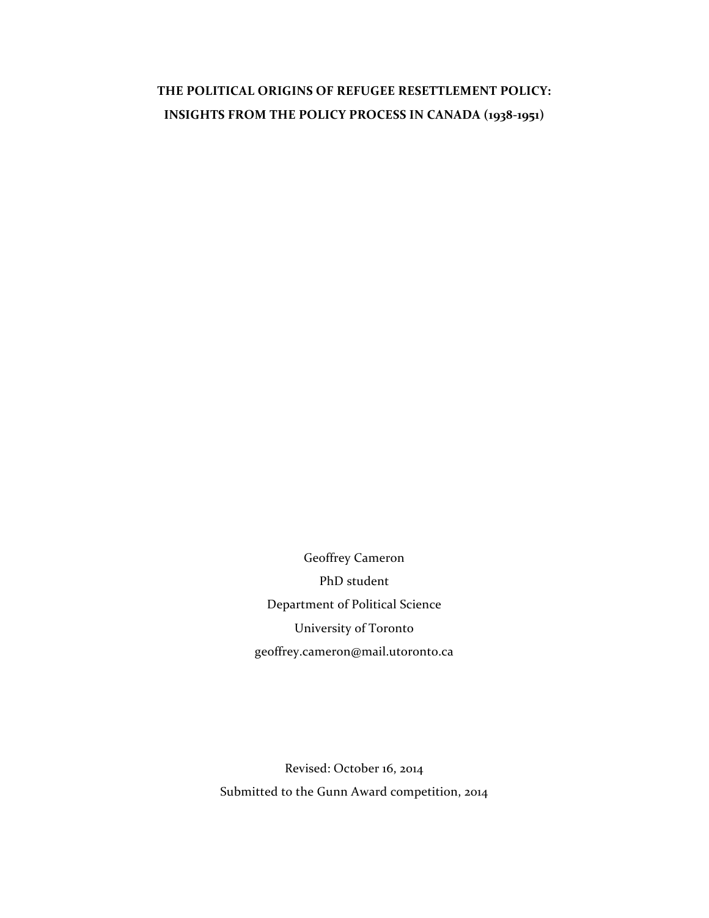# THE POLITICAL ORIGINS OF REFUGEE RESETTLEMENT POLICY: INSIGHTS FROM THE POLICY PROCESS IN CANADA (1938-1951)

Geoffrey Cameron

PhD student

Department of Political Science

University of Toronto

geoffrey.cameron@mail.utoronto.ca

Revised: October 16, 2014

Submitted to the Gunn Award competition, 2014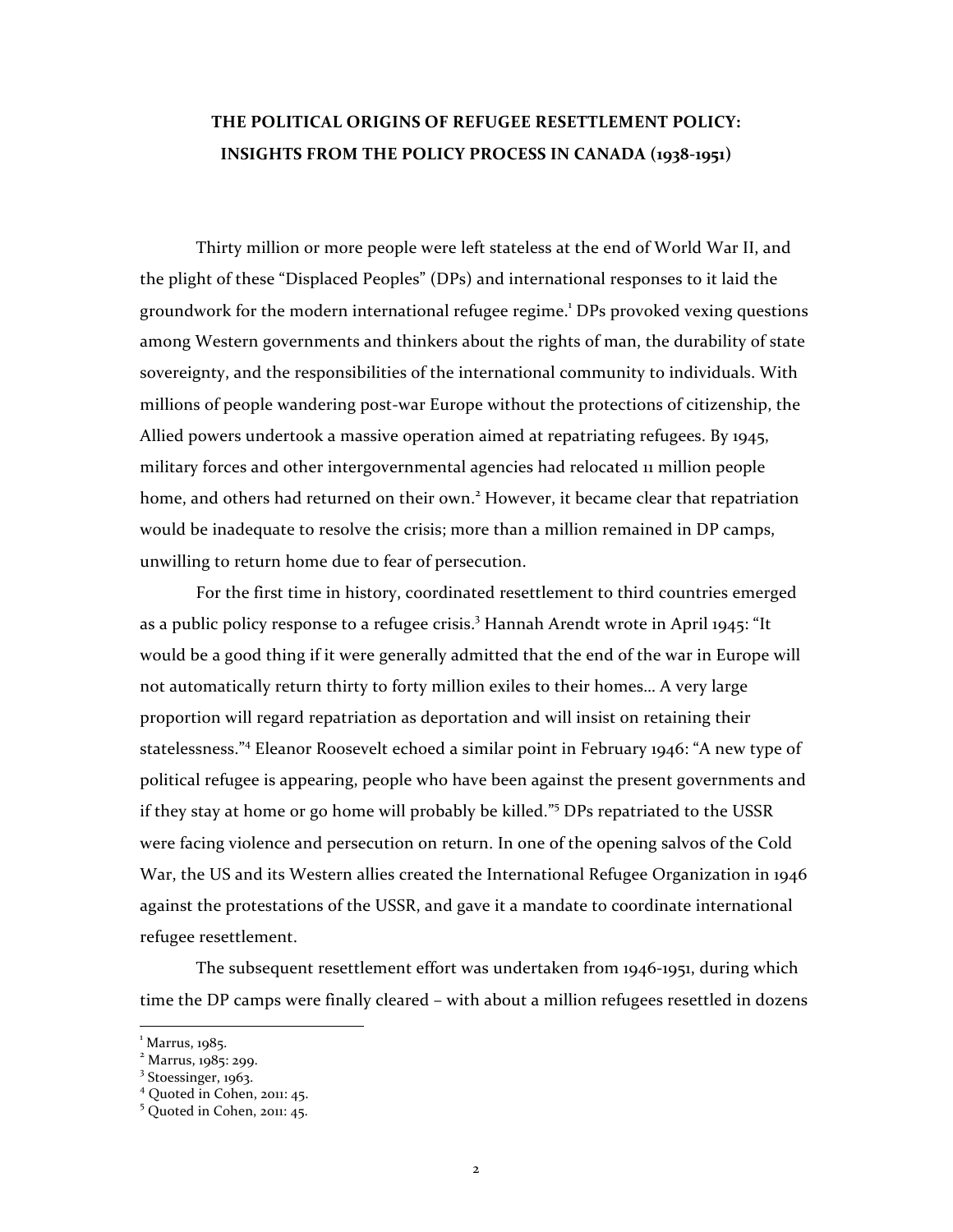# THE POLITICAL ORIGINS OF REFUGEE RESETTLEMENT POLICY: INSIGHTS FROM THE POLICY PROCESS IN CANADA (1938-1951)

Thirty million or more people were left stateless at the end of World War II, and the plight of these "Displaced Peoples" (DPs) and international responses to it laid the groundwork for the modern international refugee regime.[1] DPs provoked vexing questions among Western governments and thinkers about the rights of man, the durability of state sovereignty, and the responsibilities of the international community to individuals. With millions of people wandering post-war Europe without the protections of citizenship, the Allied powers undertook a massive operation aimed at repatriating refugees. By 1945, military forces and other intergovernmental agencies had relocated 11 million people home, and others had returned on their own.[2] However, it became clear that repatriation would be inadequate to resolve the crisis; more than a million remained in DP camps, unwilling to return home due to fear of persecution.

For the first time in history, coordinated resettlement to third countries emerged as a public policy response to a refugee crisis.[3] Hannah Arendt wrote in April 1945: "It would be a good thing if it were generally admitted that the end of the war in Europe will not automatically return thirty to forty million exiles to their homes… A very large proportion will regard repatriation as deportation and will insist on retaining their statelessness."[4] Eleanor Roosevelt echoed a similar point in February 1946: "A new type of political refugee is appearing, people who have been against the present governments and if they stay at home or go home will probably be killed."[5] DPs repatriated to the USSR were facing violence and persecution on return. In one of the opening salvos of the Cold War, the US and its Western allies created the International Refugee Organization in 1946 against the protestations of the USSR, and gave it a mandate to coordinate international refugee resettlement.

The subsequent resettlement effort was undertaken from 1946-1951, during which time the DP camps were finally cleared – with about a million refugees resettled in dozens

[1] Marrus, 1985.
[2] Marrus, 1985: 299.
[3] Stoessinger, 1963.
[4] Quoted in Cohen, 2011: 45.
[5] Quoted in Cohen, 2011: 45.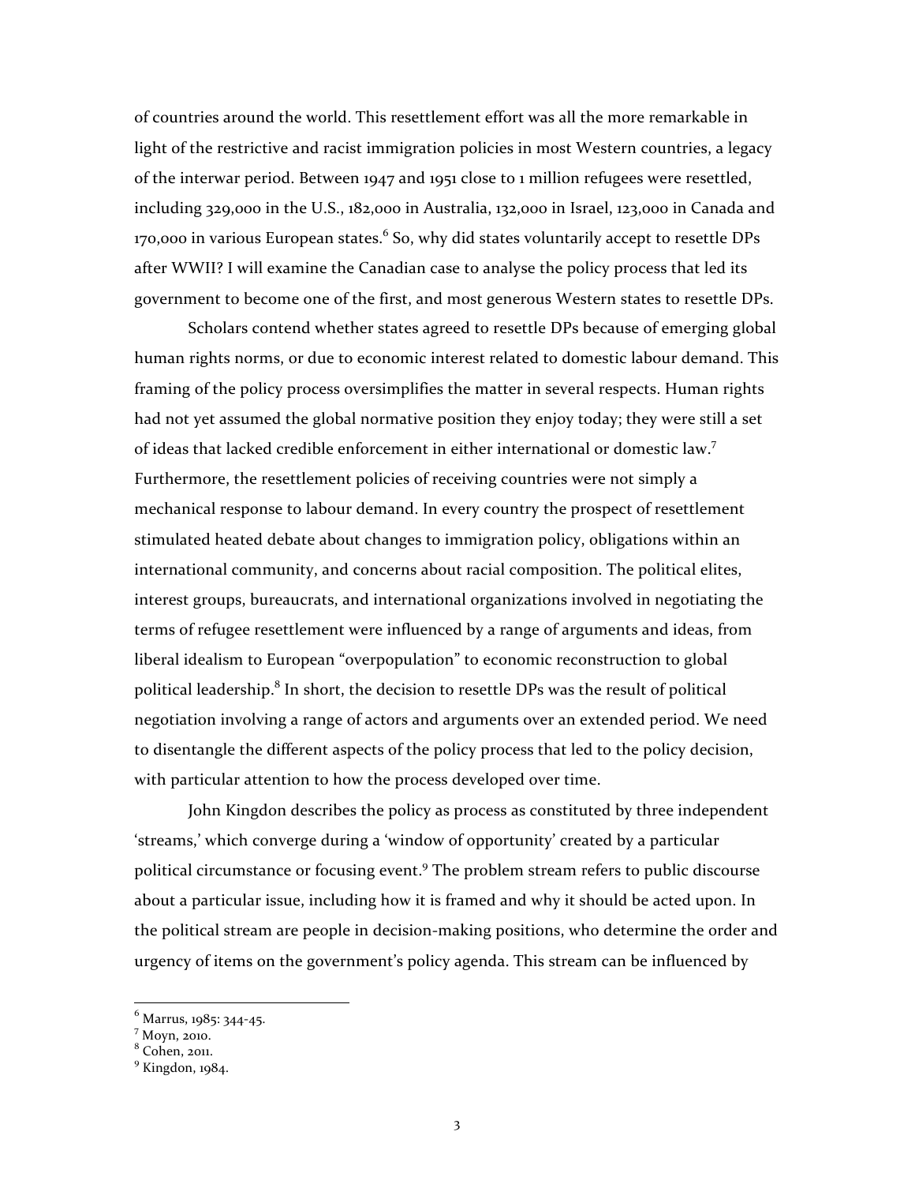of countries around the world. This resettlement effort was all the more remarkable in light of the restrictive and racist immigration policies in most Western countries, a legacy of the interwar period. Between 1947 and 1951 close to 1 million refugees were resettled, including 329,000 in the U.S., 182,000 in Australia, 132,000 in Israel, 123,000 in Canada and 170,000 in various European states.[6] So, why did states voluntarily accept to resettle DPs after WWII? I will examine the Canadian case to analyse the policy process that led its government to become one of the first, and most generous Western states to resettle DPs.

Scholars contend whether states agreed to resettle DPs because of emerging global human rights norms, or due to economic interest related to domestic labour demand. This framing of the policy process oversimplifies the matter in several respects. Human rights had not yet assumed the global normative position they enjoy today; they were still a set of ideas that lacked credible enforcement in either international or domestic law.[7] Furthermore, the resettlement policies of receiving countries were not simply a mechanical response to labour demand. In every country the prospect of resettlement stimulated heated debate about changes to immigration policy, obligations within an international community, and concerns about racial composition. The political elites, interest groups, bureaucrats, and international organizations involved in negotiating the terms of refugee resettlement were influenced by a range of arguments and ideas, from liberal idealism to European "overpopulation" to economic reconstruction to global political leadership.[8] In short, the decision to resettle DPs was the result of political negotiation involving a range of actors and arguments over an extended period. We need to disentangle the different aspects of the policy process that led to the policy decision, with particular attention to how the process developed over time.

John Kingdon describes the policy as process as constituted by three independent 'streams,' which converge during a 'window of opportunity' created by a particular political circumstance or focusing event.[9] The problem stream refers to public discourse about a particular issue, including how it is framed and why it should be acted upon. In the political stream are people in decision-making positions, who determine the order and urgency of items on the government's policy agenda. This stream can be influenced by

---

[6] Marrus, 1985: 344-45.

[7] Moyn, 2010.

[8] Cohen, 2011.

[9] Kingdon, 1984.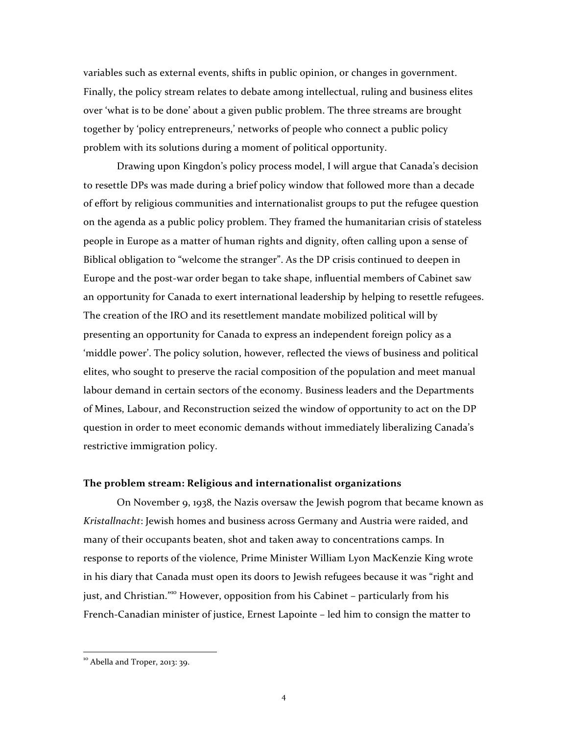variables such as external events, shifts in public opinion, or changes in government. Finally, the policy stream relates to debate among intellectual, ruling and business elites over 'what is to be done' about a given public problem. The three streams are brought together by 'policy entrepreneurs,' networks of people who connect a public policy problem with its solutions during a moment of political opportunity.

Drawing upon Kingdon's policy process model, I will argue that Canada's decision to resettle DPs was made during a brief policy window that followed more than a decade of effort by religious communities and internationalist groups to put the refugee question on the agenda as a public policy problem. They framed the humanitarian crisis of stateless people in Europe as a matter of human rights and dignity, often calling upon a sense of Biblical obligation to "welcome the stranger". As the DP crisis continued to deepen in Europe and the post-war order began to take shape, influential members of Cabinet saw an opportunity for Canada to exert international leadership by helping to resettle refugees. The creation of the IRO and its resettlement mandate mobilized political will by presenting an opportunity for Canada to express an independent foreign policy as a 'middle power'. The policy solution, however, reflected the views of business and political elites, who sought to preserve the racial composition of the population and meet manual labour demand in certain sectors of the economy. Business leaders and the Departments of Mines, Labour, and Reconstruction seized the window of opportunity to act on the DP question in order to meet economic demands without immediately liberalizing Canada's restrictive immigration policy.

**The problem stream: Religious and internationalist organizations**

On November 9, 1938, the Nazis oversaw the Jewish pogrom that became known as *Kristallnacht*: Jewish homes and business across Germany and Austria were raided, and many of their occupants beaten, shot and taken away to concentrations camps. In response to reports of the violence, Prime Minister William Lyon MacKenzie King wrote in his diary that Canada must open its doors to Jewish refugees because it was "right and just, and Christian."[10] However, opposition from his Cabinet – particularly from his French-Canadian minister of justice, Ernest Lapointe – led him to consign the matter to

[10] Abella and Troper, 2013: 39.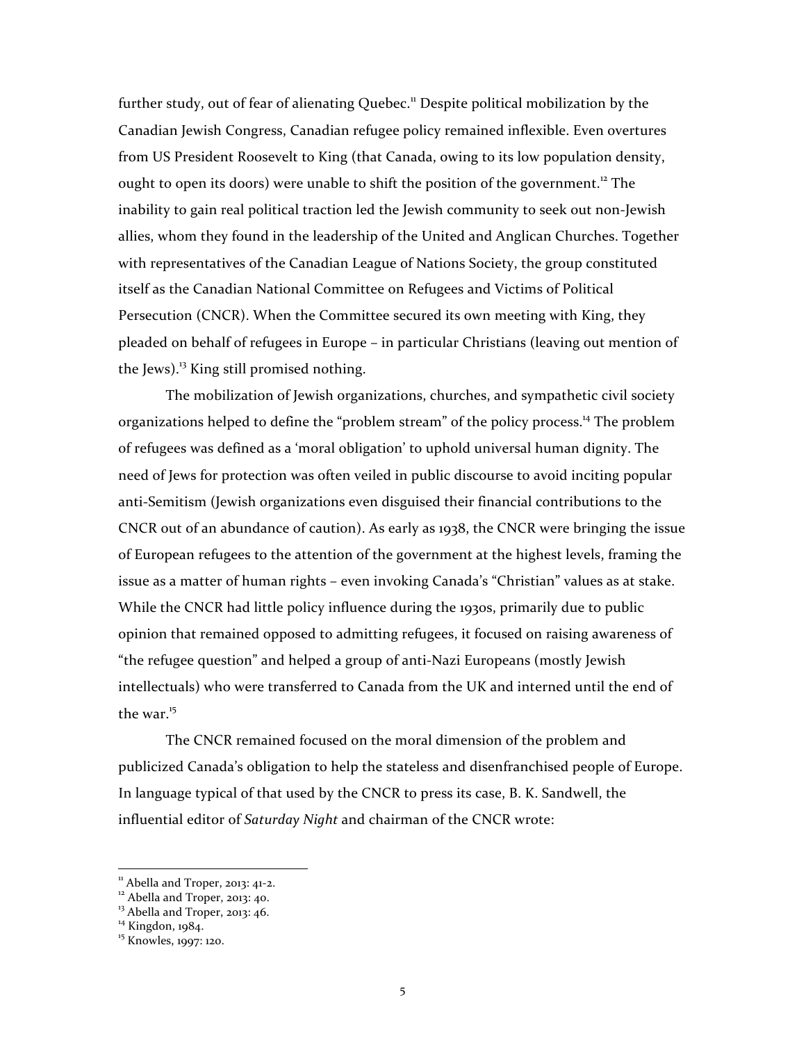further study, out of fear of alienating Quebec.[11] Despite political mobilization by the Canadian Jewish Congress, Canadian refugee policy remained inflexible. Even overtures from US President Roosevelt to King (that Canada, owing to its low population density, ought to open its doors) were unable to shift the position of the government.[12] The inability to gain real political traction led the Jewish community to seek out non-Jewish allies, whom they found in the leadership of the United and Anglican Churches. Together with representatives of the Canadian League of Nations Society, the group constituted itself as the Canadian National Committee on Refugees and Victims of Political Persecution (CNCR). When the Committee secured its own meeting with King, they pleaded on behalf of refugees in Europe – in particular Christians (leaving out mention of the Jews).[13] King still promised nothing.

The mobilization of Jewish organizations, churches, and sympathetic civil society organizations helped to define the "problem stream" of the policy process.[14] The problem of refugees was defined as a 'moral obligation' to uphold universal human dignity. The need of Jews for protection was often veiled in public discourse to avoid inciting popular anti-Semitism (Jewish organizations even disguised their financial contributions to the CNCR out of an abundance of caution). As early as 1938, the CNCR were bringing the issue of European refugees to the attention of the government at the highest levels, framing the issue as a matter of human rights – even invoking Canada's "Christian" values as at stake. While the CNCR had little policy influence during the 1930s, primarily due to public opinion that remained opposed to admitting refugees, it focused on raising awareness of "the refugee question" and helped a group of anti-Nazi Europeans (mostly Jewish intellectuals) who were transferred to Canada from the UK and interned until the end of the war.[15]

The CNCR remained focused on the moral dimension of the problem and publicized Canada's obligation to help the stateless and disenfranchised people of Europe. In language typical of that used by the CNCR to press its case, B. K. Sandwell, the influential editor of *Saturday Night* and chairman of the CNCR wrote:

---

[11] Abella and Troper, 2013: 41-2.
[12] Abella and Troper, 2013: 40.
[13] Abella and Troper, 2013: 46.
[14] Kingdon, 1984.
[15] Knowles, 1997: 120.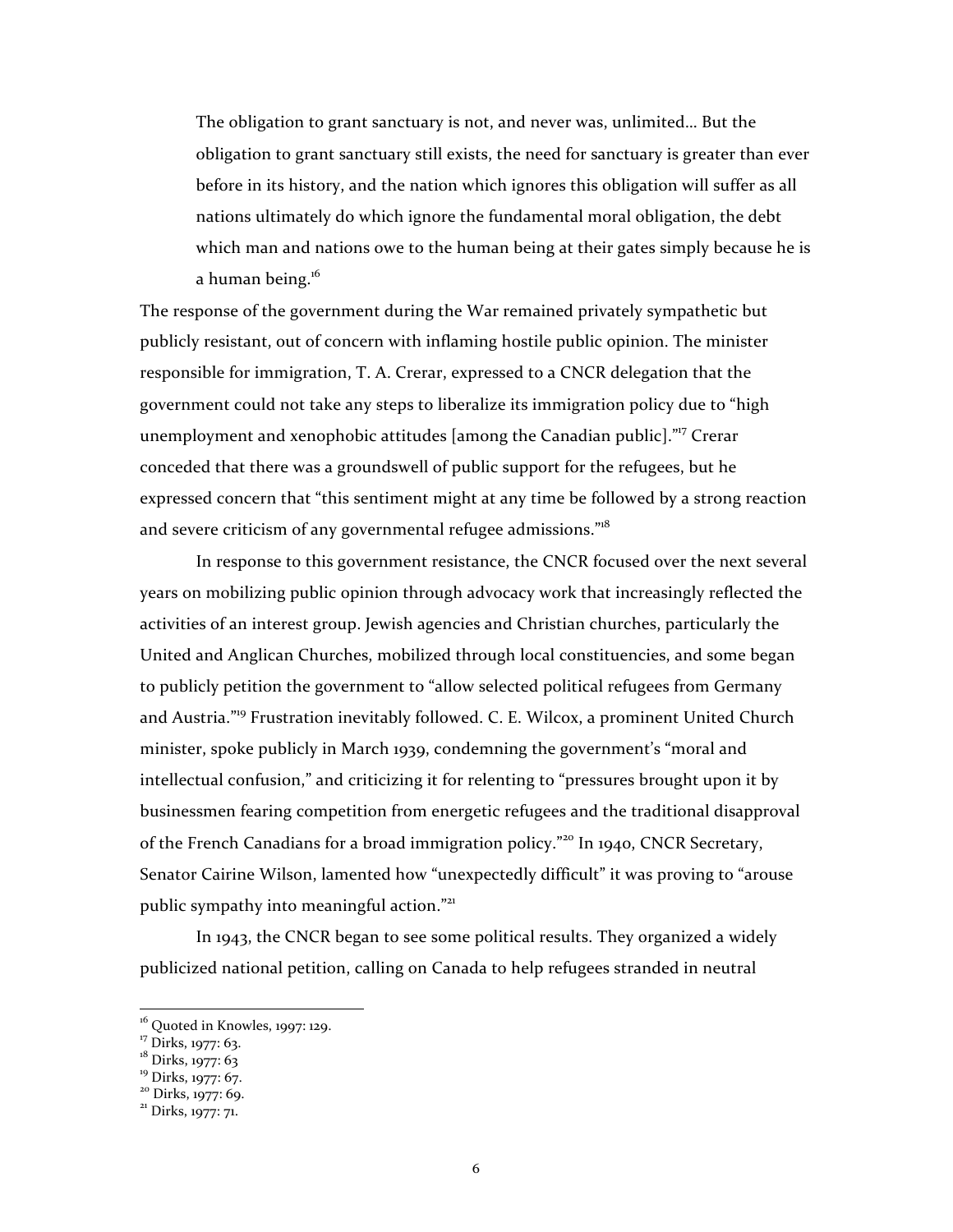> The obligation to grant sanctuary is not, and never was, unlimited… But the obligation to grant sanctuary still exists, the need for sanctuary is greater than ever before in its history, and the nation which ignores this obligation will suffer as all nations ultimately do which ignore the fundamental moral obligation, the debt which man and nations owe to the human being at their gates simply because he is a human being.[16]

The response of the government during the War remained privately sympathetic but publicly resistant, out of concern with inflaming hostile public opinion. The minister responsible for immigration, T. A. Crerar, expressed to a CNCR delegation that the government could not take any steps to liberalize its immigration policy due to "high unemployment and xenophobic attitudes [among the Canadian public]."[17] Crerar conceded that there was a groundswell of public support for the refugees, but he expressed concern that "this sentiment might at any time be followed by a strong reaction and severe criticism of any governmental refugee admissions."[18]

In response to this government resistance, the CNCR focused over the next several years on mobilizing public opinion through advocacy work that increasingly reflected the activities of an interest group. Jewish agencies and Christian churches, particularly the United and Anglican Churches, mobilized through local constituencies, and some began to publicly petition the government to "allow selected political refugees from Germany and Austria."[19] Frustration inevitably followed. C. E. Wilcox, a prominent United Church minister, spoke publicly in March 1939, condemning the government's "moral and intellectual confusion," and criticizing it for relenting to "pressures brought upon it by businessmen fearing competition from energetic refugees and the traditional disapproval of the French Canadians for a broad immigration policy."[20] In 1940, CNCR Secretary, Senator Cairine Wilson, lamented how "unexpectedly difficult" it was proving to "arouse public sympathy into meaningful action."[21]

In 1943, the CNCR began to see some political results. They organized a widely publicized national petition, calling on Canada to help refugees stranded in neutral

---

[16] Quoted in Knowles, 1997: 129.

[17] Dirks, 1977: 63.

[18] Dirks, 1977: 63

[19] Dirks, 1977: 67.

[20] Dirks, 1977: 69.

[21] Dirks, 1977: 71.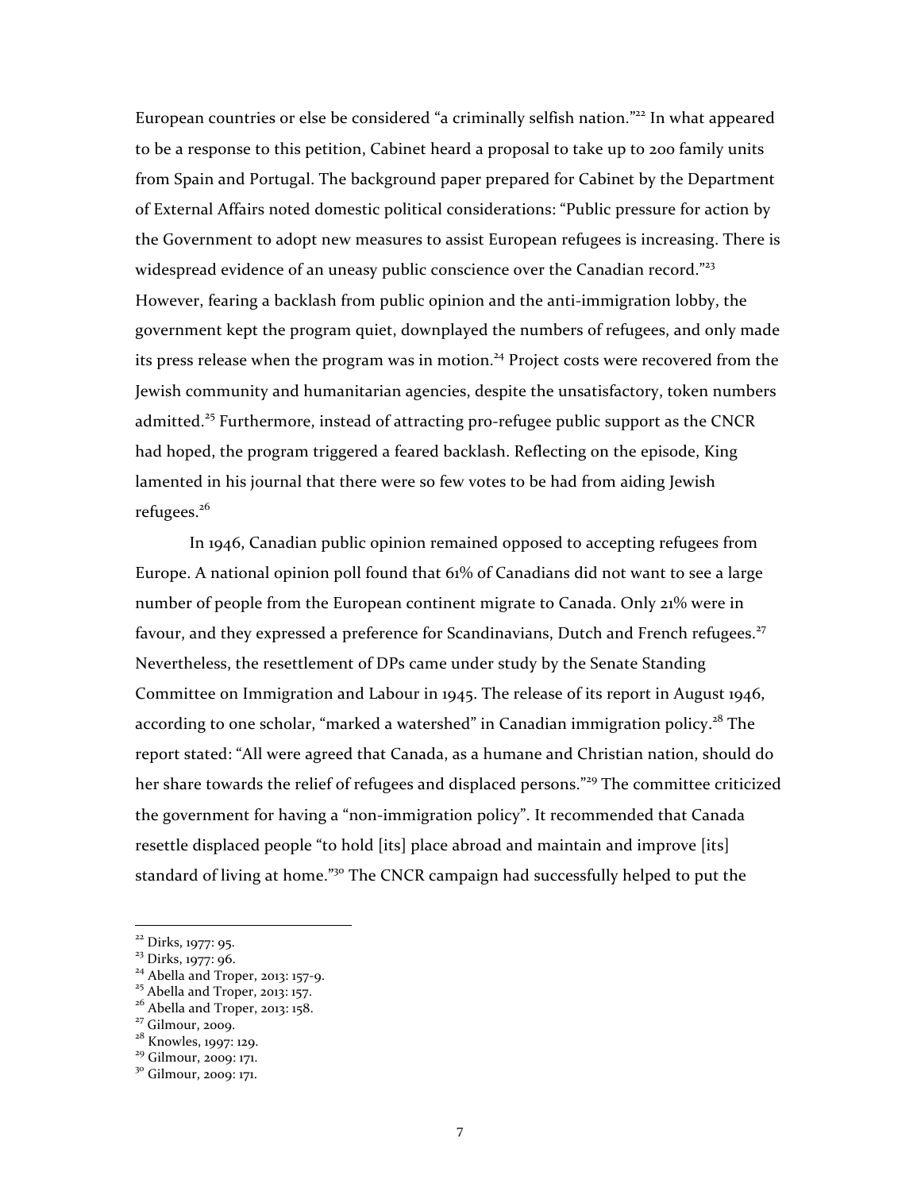European countries or else be considered "a criminally selfish nation."[22] In what appeared to be a response to this petition, Cabinet heard a proposal to take up to 200 family units from Spain and Portugal. The background paper prepared for Cabinet by the Department of External Affairs noted domestic political considerations: "Public pressure for action by the Government to adopt new measures to assist European refugees is increasing. There is widespread evidence of an uneasy public conscience over the Canadian record."[23] However, fearing a backlash from public opinion and the anti-immigration lobby, the government kept the program quiet, downplayed the numbers of refugees, and only made its press release when the program was in motion.[24] Project costs were recovered from the Jewish community and humanitarian agencies, despite the unsatisfactory, token numbers admitted.[25] Furthermore, instead of attracting pro-refugee public support as the CNCR had hoped, the program triggered a feared backlash. Reflecting on the episode, King lamented in his journal that there were so few votes to be had from aiding Jewish refugees.[26]

In 1946, Canadian public opinion remained opposed to accepting refugees from Europe. A national opinion poll found that 61% of Canadians did not want to see a large number of people from the European continent migrate to Canada. Only 21% were in favour, and they expressed a preference for Scandinavians, Dutch and French refugees.[27] Nevertheless, the resettlement of DPs came under study by the Senate Standing Committee on Immigration and Labour in 1945. The release of its report in August 1946, according to one scholar, "marked a watershed" in Canadian immigration policy.[28] The report stated: "All were agreed that Canada, as a humane and Christian nation, should do her share towards the relief of refugees and displaced persons."[29] The committee criticized the government for having a "non-immigration policy". It recommended that Canada resettle displaced people "to hold [its] place abroad and maintain and improve [its] standard of living at home."[30] The CNCR campaign had successfully helped to put the

[22] Dirks, 1977: 95.
[23] Dirks, 1977: 96.
[24] Abella and Troper, 2013: 157-9.
[25] Abella and Troper, 2013: 157.
[26] Abella and Troper, 2013: 158.
[27] Gilmour, 2009.
[28] Knowles, 1997: 129.
[29] Gilmour, 2009: 171.
[30] Gilmour, 2009: 171.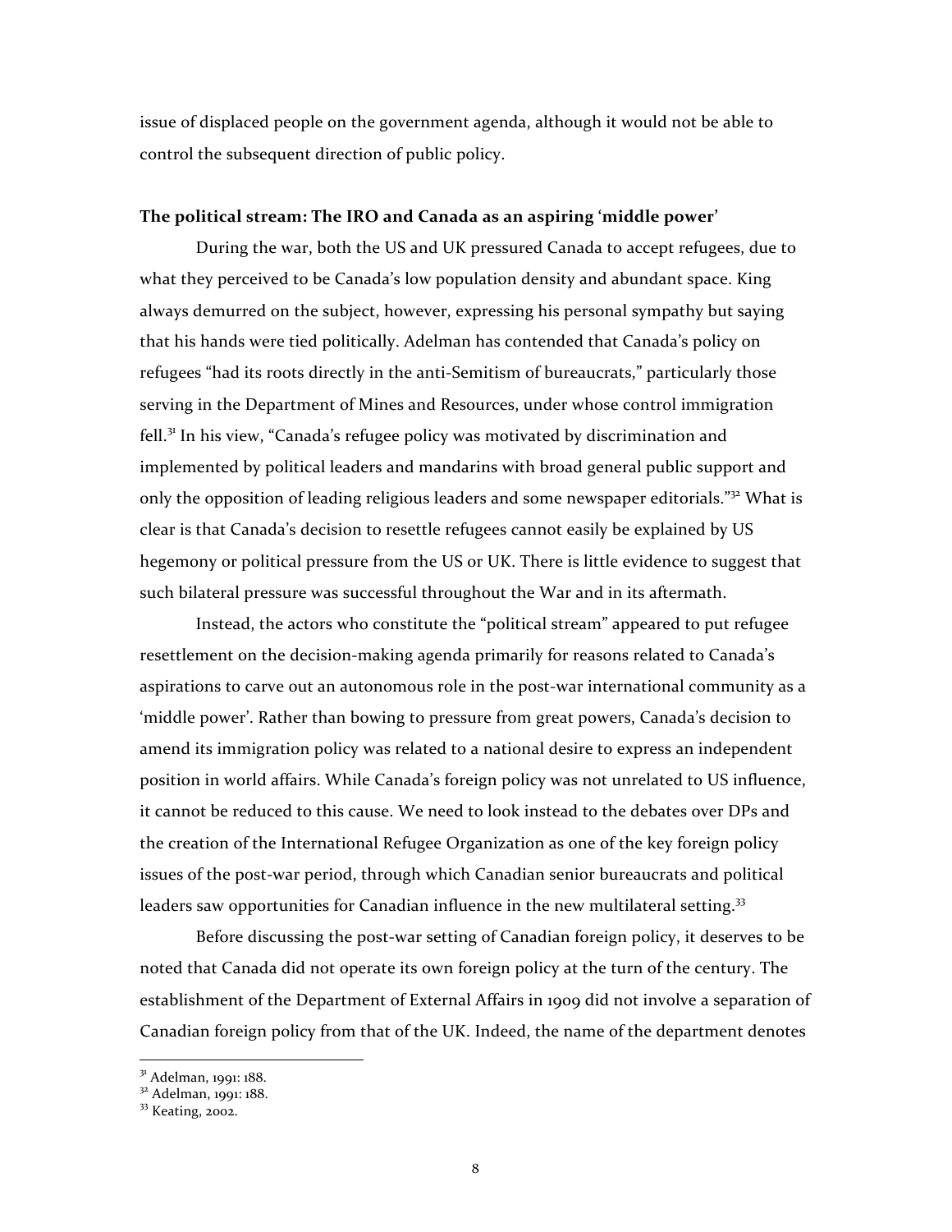issue of displaced people on the government agenda, although it would not be able to control the subsequent direction of public policy.

**The political stream: The IRO and Canada as an aspiring 'middle power'**

During the war, both the US and UK pressured Canada to accept refugees, due to what they perceived to be Canada's low population density and abundant space. King always demurred on the subject, however, expressing his personal sympathy but saying that his hands were tied politically. Adelman has contended that Canada's policy on refugees "had its roots directly in the anti-Semitism of bureaucrats," particularly those serving in the Department of Mines and Resources, under whose control immigration fell.[31] In his view, "Canada's refugee policy was motivated by discrimination and implemented by political leaders and mandarins with broad general public support and only the opposition of leading religious leaders and some newspaper editorials."[32] What is clear is that Canada's decision to resettle refugees cannot easily be explained by US hegemony or political pressure from the US or UK. There is little evidence to suggest that such bilateral pressure was successful throughout the War and in its aftermath.

Instead, the actors who constitute the "political stream" appeared to put refugee resettlement on the decision-making agenda primarily for reasons related to Canada's aspirations to carve out an autonomous role in the post-war international community as a 'middle power'. Rather than bowing to pressure from great powers, Canada's decision to amend its immigration policy was related to a national desire to express an independent position in world affairs. While Canada's foreign policy was not unrelated to US influence, it cannot be reduced to this cause. We need to look instead to the debates over DPs and the creation of the International Refugee Organization as one of the key foreign policy issues of the post-war period, through which Canadian senior bureaucrats and political leaders saw opportunities for Canadian influence in the new multilateral setting.[33]

Before discussing the post-war setting of Canadian foreign policy, it deserves to be noted that Canada did not operate its own foreign policy at the turn of the century. The establishment of the Department of External Affairs in 1909 did not involve a separation of Canadian foreign policy from that of the UK. Indeed, the name of the department denotes

---

[31] Adelman, 1991: 188.
[32] Adelman, 1991: 188.
[33] Keating, 2002.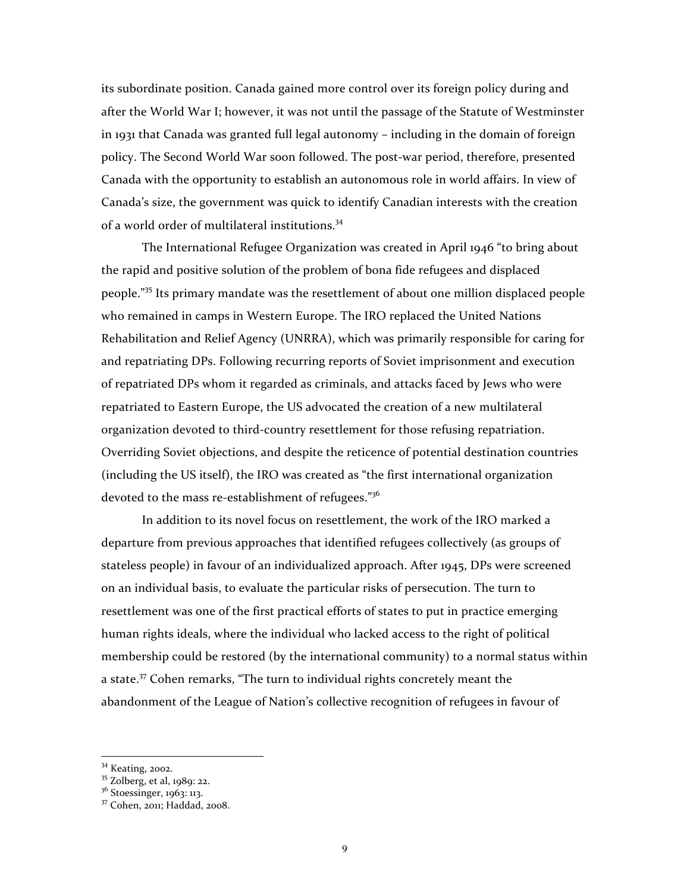its subordinate position. Canada gained more control over its foreign policy during and after the World War I; however, it was not until the passage of the Statute of Westminster in 1931 that Canada was granted full legal autonomy – including in the domain of foreign policy. The Second World War soon followed. The post-war period, therefore, presented Canada with the opportunity to establish an autonomous role in world affairs. In view of Canada's size, the government was quick to identify Canadian interests with the creation of a world order of multilateral institutions.[34]

The International Refugee Organization was created in April 1946 "to bring about the rapid and positive solution of the problem of bona fide refugees and displaced people."[35] Its primary mandate was the resettlement of about one million displaced people who remained in camps in Western Europe. The IRO replaced the United Nations Rehabilitation and Relief Agency (UNRRA), which was primarily responsible for caring for and repatriating DPs. Following recurring reports of Soviet imprisonment and execution of repatriated DPs whom it regarded as criminals, and attacks faced by Jews who were repatriated to Eastern Europe, the US advocated the creation of a new multilateral organization devoted to third-country resettlement for those refusing repatriation. Overriding Soviet objections, and despite the reticence of potential destination countries (including the US itself), the IRO was created as "the first international organization devoted to the mass re-establishment of refugees."[36]

In addition to its novel focus on resettlement, the work of the IRO marked a departure from previous approaches that identified refugees collectively (as groups of stateless people) in favour of an individualized approach. After 1945, DPs were screened on an individual basis, to evaluate the particular risks of persecution. The turn to resettlement was one of the first practical efforts of states to put in practice emerging human rights ideals, where the individual who lacked access to the right of political membership could be restored (by the international community) to a normal status within a state.[37] Cohen remarks, "The turn to individual rights concretely meant the abandonment of the League of Nation's collective recognition of refugees in favour of

[34] Keating, 2002.
[35] Zolberg, et al, 1989: 22.
[36] Stoessinger, 1963: 113.
[37] Cohen, 2011; Haddad, 2008.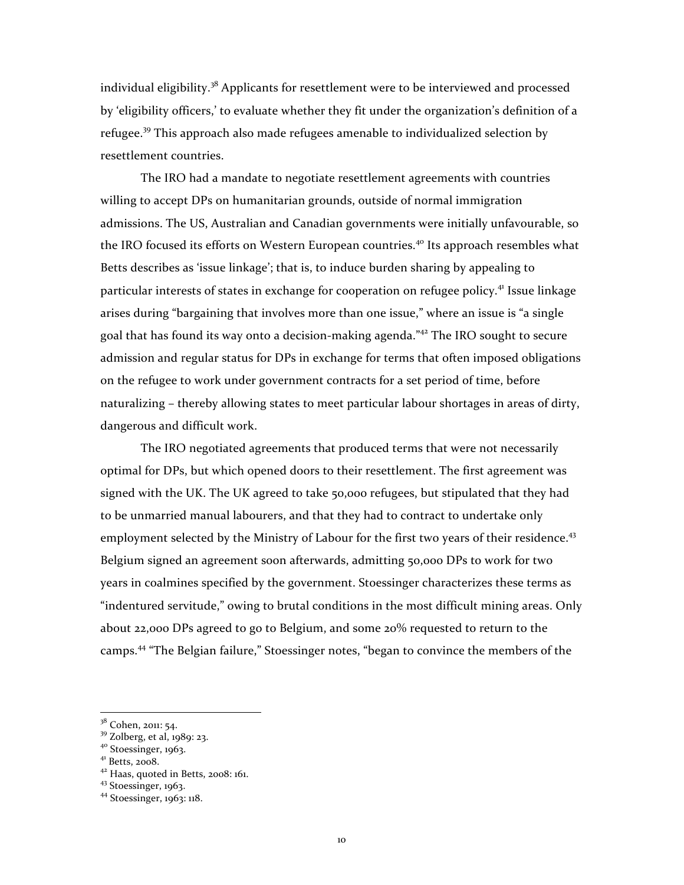individual eligibility.[38] Applicants for resettlement were to be interviewed and processed by 'eligibility officers,' to evaluate whether they fit under the organization's definition of a refugee.[39] This approach also made refugees amenable to individualized selection by resettlement countries.

The IRO had a mandate to negotiate resettlement agreements with countries willing to accept DPs on humanitarian grounds, outside of normal immigration admissions. The US, Australian and Canadian governments were initially unfavourable, so the IRO focused its efforts on Western European countries.[40] Its approach resembles what Betts describes as 'issue linkage'; that is, to induce burden sharing by appealing to particular interests of states in exchange for cooperation on refugee policy.[41] Issue linkage arises during "bargaining that involves more than one issue," where an issue is "a single goal that has found its way onto a decision-making agenda."[42] The IRO sought to secure admission and regular status for DPs in exchange for terms that often imposed obligations on the refugee to work under government contracts for a set period of time, before naturalizing – thereby allowing states to meet particular labour shortages in areas of dirty, dangerous and difficult work.

The IRO negotiated agreements that produced terms that were not necessarily optimal for DPs, but which opened doors to their resettlement. The first agreement was signed with the UK. The UK agreed to take 50,000 refugees, but stipulated that they had to be unmarried manual labourers, and that they had to contract to undertake only employment selected by the Ministry of Labour for the first two years of their residence.[43] Belgium signed an agreement soon afterwards, admitting 50,000 DPs to work for two years in coalmines specified by the government. Stoessinger characterizes these terms as "indentured servitude," owing to brutal conditions in the most difficult mining areas. Only about 22,000 DPs agreed to go to Belgium, and some 20% requested to return to the camps.[44] "The Belgian failure," Stoessinger notes, "began to convince the members of the

---

[38] Cohen, 2011: 54.
[39] Zolberg, et al, 1989: 23.
[40] Stoessinger, 1963.
[41] Betts, 2008.
[42] Haas, quoted in Betts, 2008: 161.
[43] Stoessinger, 1963.
[44] Stoessinger, 1963: 118.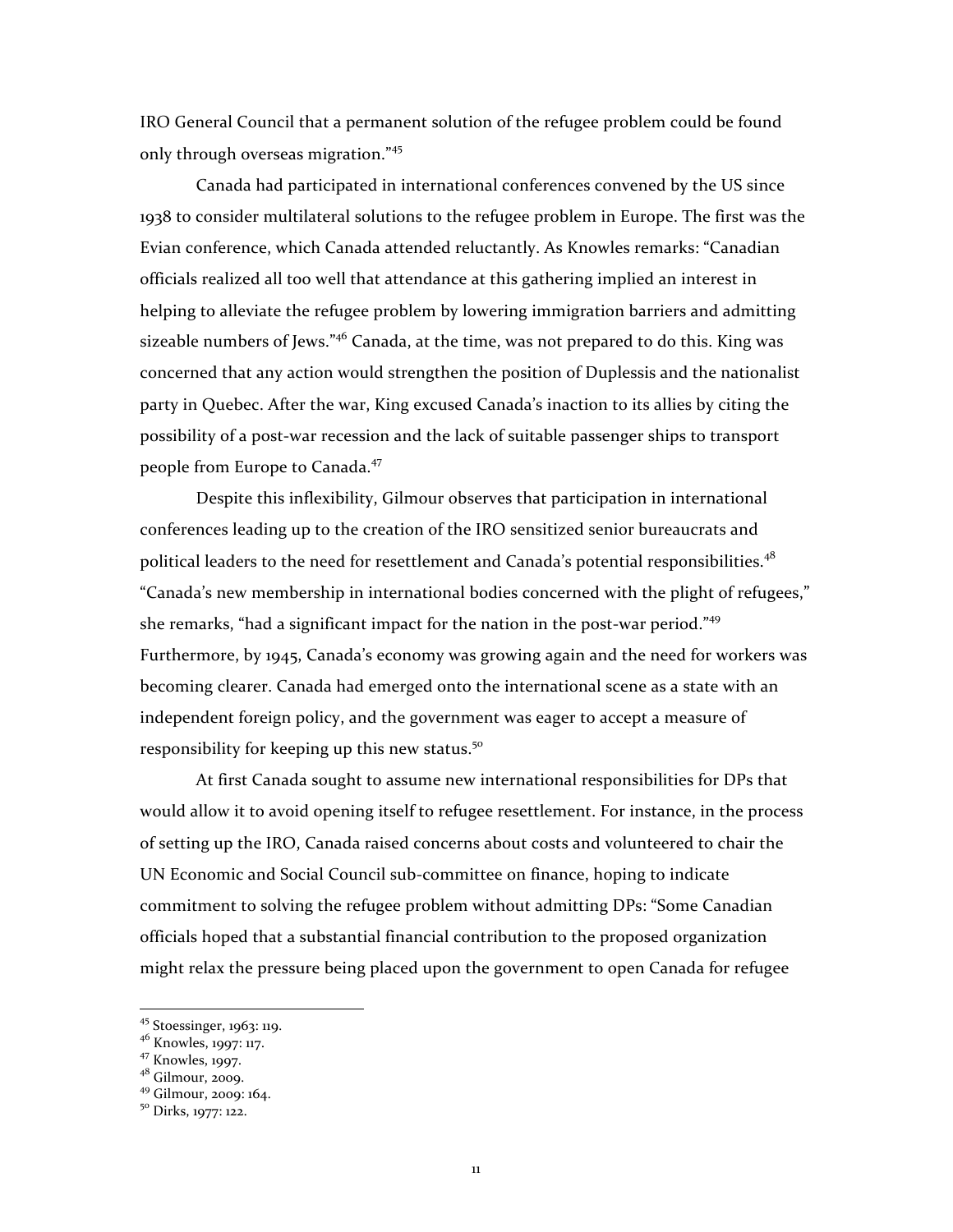IRO General Council that a permanent solution of the refugee problem could be found only through overseas migration."[45]

Canada had participated in international conferences convened by the US since 1938 to consider multilateral solutions to the refugee problem in Europe. The first was the Evian conference, which Canada attended reluctantly. As Knowles remarks: "Canadian officials realized all too well that attendance at this gathering implied an interest in helping to alleviate the refugee problem by lowering immigration barriers and admitting sizeable numbers of Jews."[46] Canada, at the time, was not prepared to do this. King was concerned that any action would strengthen the position of Duplessis and the nationalist party in Quebec. After the war, King excused Canada's inaction to its allies by citing the possibility of a post-war recession and the lack of suitable passenger ships to transport people from Europe to Canada.[47]

Despite this inflexibility, Gilmour observes that participation in international conferences leading up to the creation of the IRO sensitized senior bureaucrats and political leaders to the need for resettlement and Canada's potential responsibilities.[48] "Canada's new membership in international bodies concerned with the plight of refugees," she remarks, "had a significant impact for the nation in the post-war period."[49] Furthermore, by 1945, Canada's economy was growing again and the need for workers was becoming clearer. Canada had emerged onto the international scene as a state with an independent foreign policy, and the government was eager to accept a measure of responsibility for keeping up this new status.[50]

At first Canada sought to assume new international responsibilities for DPs that would allow it to avoid opening itself to refugee resettlement. For instance, in the process of setting up the IRO, Canada raised concerns about costs and volunteered to chair the UN Economic and Social Council sub-committee on finance, hoping to indicate commitment to solving the refugee problem without admitting DPs: "Some Canadian officials hoped that a substantial financial contribution to the proposed organization might relax the pressure being placed upon the government to open Canada for refugee

---

[45] Stoessinger, 1963: 119.
[46] Knowles, 1997: 117.
[47] Knowles, 1997.
[48] Gilmour, 2009.
[49] Gilmour, 2009: 164.
[50] Dirks, 1977: 122.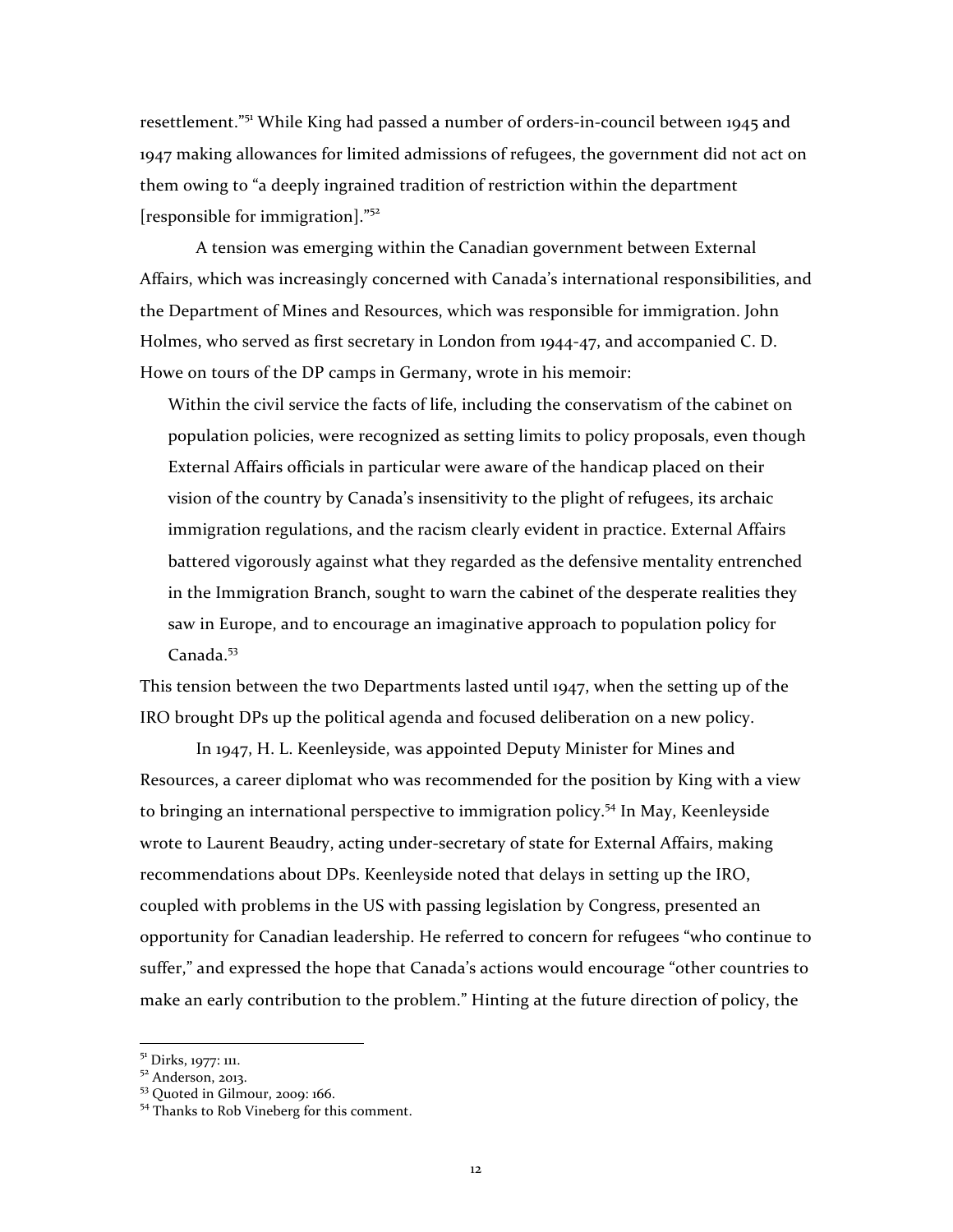resettlement."[51] While King had passed a number of orders-in-council between 1945 and 1947 making allowances for limited admissions of refugees, the government did not act on them owing to "a deeply ingrained tradition of restriction within the department [responsible for immigration]."[52]

A tension was emerging within the Canadian government between External Affairs, which was increasingly concerned with Canada's international responsibilities, and the Department of Mines and Resources, which was responsible for immigration. John Holmes, who served as first secretary in London from 1944-47, and accompanied C. D. Howe on tours of the DP camps in Germany, wrote in his memoir:

> Within the civil service the facts of life, including the conservatism of the cabinet on population policies, were recognized as setting limits to policy proposals, even though External Affairs officials in particular were aware of the handicap placed on their vision of the country by Canada's insensitivity to the plight of refugees, its archaic immigration regulations, and the racism clearly evident in practice. External Affairs battered vigorously against what they regarded as the defensive mentality entrenched in the Immigration Branch, sought to warn the cabinet of the desperate realities they saw in Europe, and to encourage an imaginative approach to population policy for Canada.[53]

This tension between the two Departments lasted until 1947, when the setting up of the IRO brought DPs up the political agenda and focused deliberation on a new policy.

In 1947, H. L. Keenleyside, was appointed Deputy Minister for Mines and Resources, a career diplomat who was recommended for the position by King with a view to bringing an international perspective to immigration policy.[54] In May, Keenleyside wrote to Laurent Beaudry, acting under-secretary of state for External Affairs, making recommendations about DPs. Keenleyside noted that delays in setting up the IRO, coupled with problems in the US with passing legislation by Congress, presented an opportunity for Canadian leadership. He referred to concern for refugees "who continue to suffer," and expressed the hope that Canada's actions would encourage "other countries to make an early contribution to the problem." Hinting at the future direction of policy, the

---

[51] Dirks, 1977: 111.

[52] Anderson, 2013.

[53] Quoted in Gilmour, 2009: 166.

[54] Thanks to Rob Vineberg for this comment.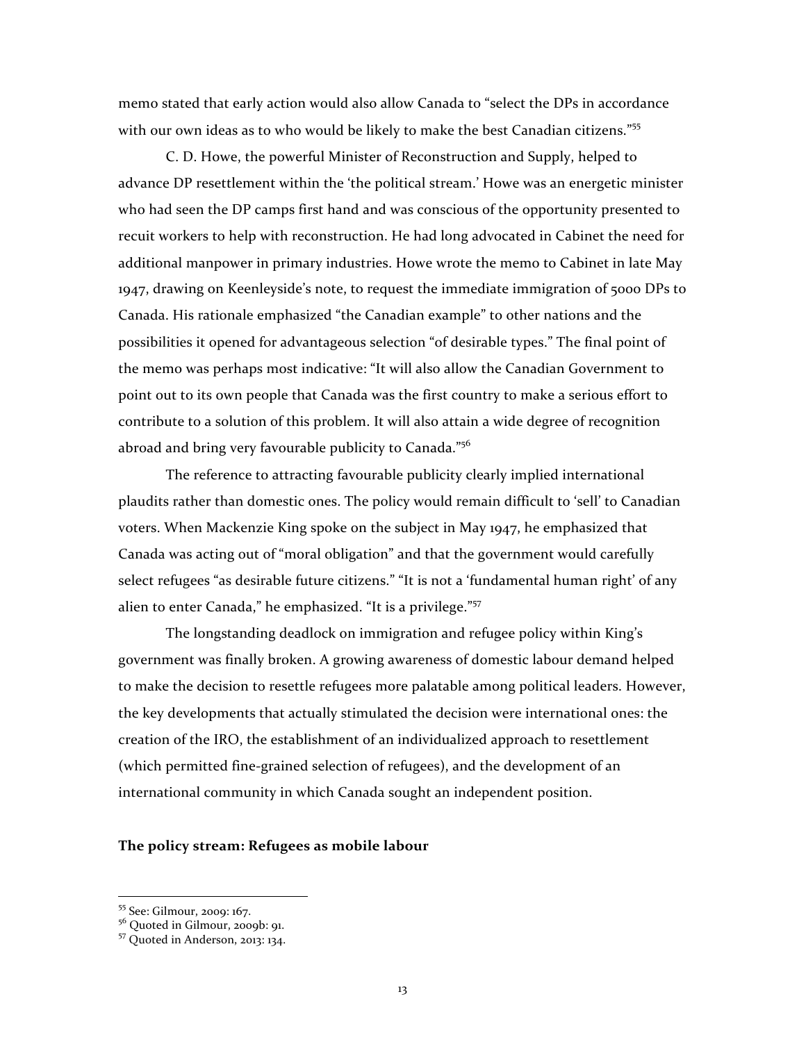memo stated that early action would also allow Canada to "select the DPs in accordance with our own ideas as to who would be likely to make the best Canadian citizens."[55]

C. D. Howe, the powerful Minister of Reconstruction and Supply, helped to advance DP resettlement within the 'the political stream.' Howe was an energetic minister who had seen the DP camps first hand and was conscious of the opportunity presented to recuit workers to help with reconstruction. He had long advocated in Cabinet the need for additional manpower in primary industries. Howe wrote the memo to Cabinet in late May 1947, drawing on Keenleyside's note, to request the immediate immigration of 5000 DPs to Canada. His rationale emphasized "the Canadian example" to other nations and the possibilities it opened for advantageous selection "of desirable types." The final point of the memo was perhaps most indicative: "It will also allow the Canadian Government to point out to its own people that Canada was the first country to make a serious effort to contribute to a solution of this problem. It will also attain a wide degree of recognition abroad and bring very favourable publicity to Canada."[56]

The reference to attracting favourable publicity clearly implied international plaudits rather than domestic ones. The policy would remain difficult to 'sell' to Canadian voters. When Mackenzie King spoke on the subject in May 1947, he emphasized that Canada was acting out of "moral obligation" and that the government would carefully select refugees "as desirable future citizens." "It is not a 'fundamental human right' of any alien to enter Canada," he emphasized. "It is a privilege."[57]

The longstanding deadlock on immigration and refugee policy within King's government was finally broken. A growing awareness of domestic labour demand helped to make the decision to resettle refugees more palatable among political leaders. However, the key developments that actually stimulated the decision were international ones: the creation of the IRO, the establishment of an individualized approach to resettlement (which permitted fine-grained selection of refugees), and the development of an international community in which Canada sought an independent position.

### The policy stream: Refugees as mobile labour

[55] See: Gilmour, 2009: 167.

[56] Quoted in Gilmour, 2009b: 91.

[57] Quoted in Anderson, 2013: 134.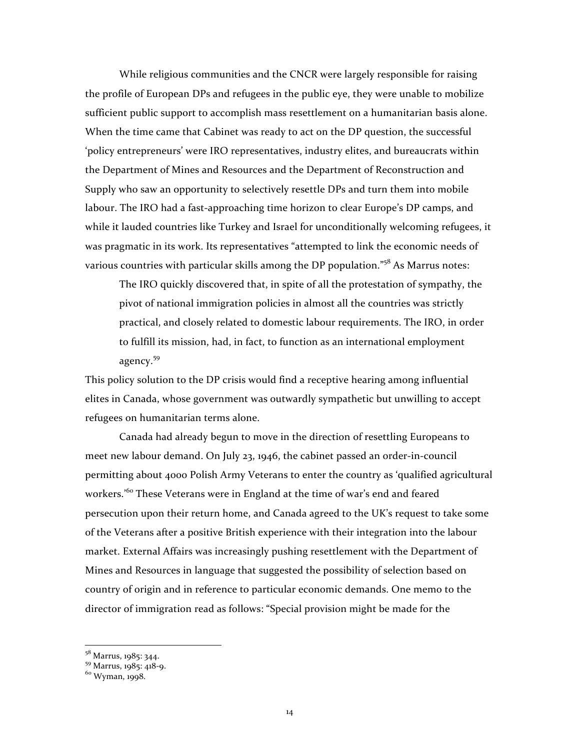While religious communities and the CNCR were largely responsible for raising the profile of European DPs and refugees in the public eye, they were unable to mobilize sufficient public support to accomplish mass resettlement on a humanitarian basis alone. When the time came that Cabinet was ready to act on the DP question, the successful 'policy entrepreneurs' were IRO representatives, industry elites, and bureaucrats within the Department of Mines and Resources and the Department of Reconstruction and Supply who saw an opportunity to selectively resettle DPs and turn them into mobile labour. The IRO had a fast-approaching time horizon to clear Europe's DP camps, and while it lauded countries like Turkey and Israel for unconditionally welcoming refugees, it was pragmatic in its work. Its representatives "attempted to link the economic needs of various countries with particular skills among the DP population."[58] As Marrus notes:

> The IRO quickly discovered that, in spite of all the protestation of sympathy, the pivot of national immigration policies in almost all the countries was strictly practical, and closely related to domestic labour requirements. The IRO, in order to fulfill its mission, had, in fact, to function as an international employment agency.[59]

This policy solution to the DP crisis would find a receptive hearing among influential elites in Canada, whose government was outwardly sympathetic but unwilling to accept refugees on humanitarian terms alone.

Canada had already begun to move in the direction of resettling Europeans to meet new labour demand. On July 23, 1946, the cabinet passed an order-in-council permitting about 4000 Polish Army Veterans to enter the country as 'qualified agricultural workers.'[60] These Veterans were in England at the time of war's end and feared persecution upon their return home, and Canada agreed to the UK's request to take some of the Veterans after a positive British experience with their integration into the labour market. External Affairs was increasingly pushing resettlement with the Department of Mines and Resources in language that suggested the possibility of selection based on country of origin and in reference to particular economic demands. One memo to the director of immigration read as follows: "Special provision might be made for the

---

[58] Marrus, 1985: 344.

[59] Marrus, 1985: 418-9.

[60] Wyman, 1998.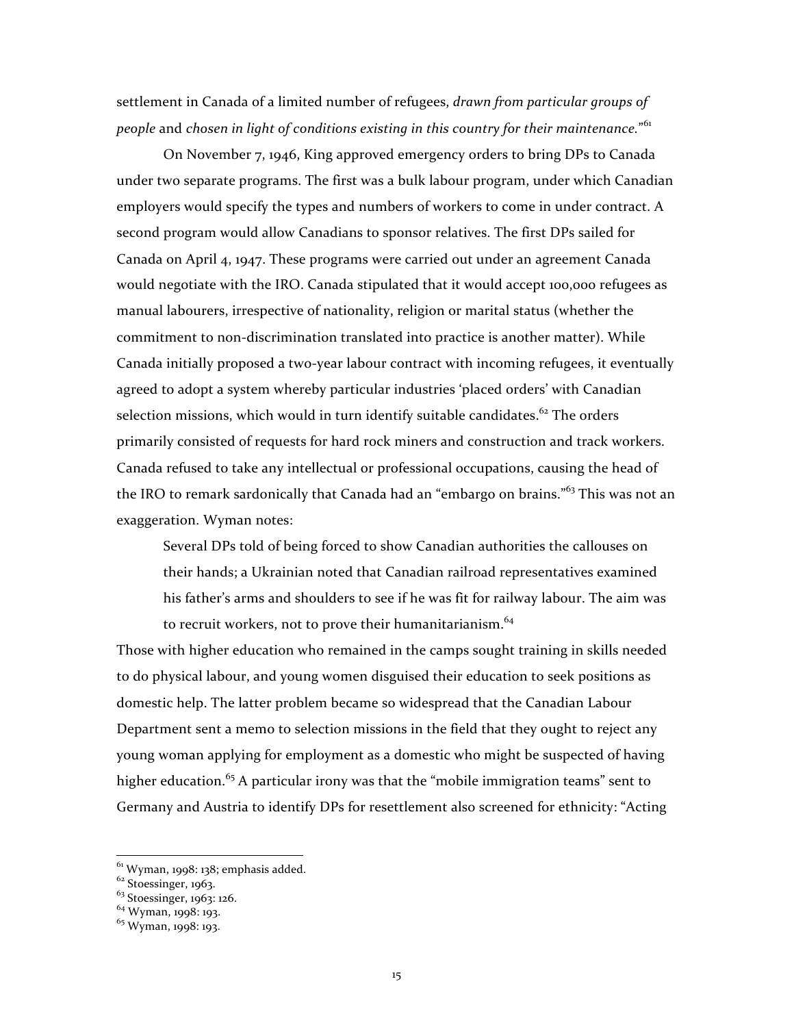settlement in Canada of a limited number of refugees, *drawn from particular groups of people* and *chosen in light of conditions existing in this country for their maintenance*."[61]

On November 7, 1946, King approved emergency orders to bring DPs to Canada under two separate programs. The first was a bulk labour program, under which Canadian employers would specify the types and numbers of workers to come in under contract. A second program would allow Canadians to sponsor relatives. The first DPs sailed for Canada on April 4, 1947. These programs were carried out under an agreement Canada would negotiate with the IRO. Canada stipulated that it would accept 100,000 refugees as manual labourers, irrespective of nationality, religion or marital status (whether the commitment to non-discrimination translated into practice is another matter). While Canada initially proposed a two-year labour contract with incoming refugees, it eventually agreed to adopt a system whereby particular industries 'placed orders' with Canadian selection missions, which would in turn identify suitable candidates.[62] The orders primarily consisted of requests for hard rock miners and construction and track workers. Canada refused to take any intellectual or professional occupations, causing the head of the IRO to remark sardonically that Canada had an "embargo on brains."[63] This was not an exaggeration. Wyman notes:

> Several DPs told of being forced to show Canadian authorities the callouses on their hands; a Ukrainian noted that Canadian railroad representatives examined his father's arms and shoulders to see if he was fit for railway labour. The aim was to recruit workers, not to prove their humanitarianism.[64]

Those with higher education who remained in the camps sought training in skills needed to do physical labour, and young women disguised their education to seek positions as domestic help. The latter problem became so widespread that the Canadian Labour Department sent a memo to selection missions in the field that they ought to reject any young woman applying for employment as a domestic who might be suspected of having higher education.[65] A particular irony was that the "mobile immigration teams" sent to Germany and Austria to identify DPs for resettlement also screened for ethnicity: "Acting

---

[61] Wyman, 1998: 138; emphasis added.

[62] Stoessinger, 1963.

[63] Stoessinger, 1963: 126.

[64] Wyman, 1998: 193.

[65] Wyman, 1998: 193.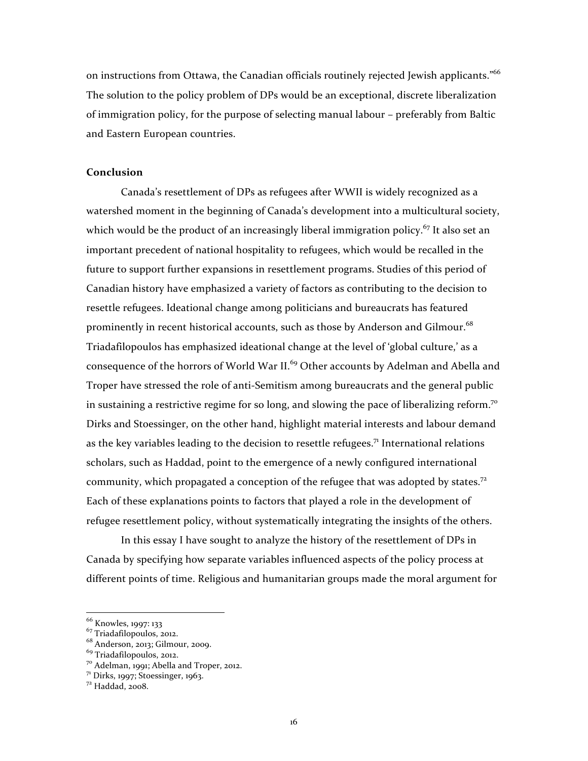on instructions from Ottawa, the Canadian officials routinely rejected Jewish applicants."[66] The solution to the policy problem of DPs would be an exceptional, discrete liberalization of immigration policy, for the purpose of selecting manual labour – preferably from Baltic and Eastern European countries.

**Conclusion**

Canada's resettlement of DPs as refugees after WWII is widely recognized as a watershed moment in the beginning of Canada's development into a multicultural society, which would be the product of an increasingly liberal immigration policy.[67] It also set an important precedent of national hospitality to refugees, which would be recalled in the future to support further expansions in resettlement programs. Studies of this period of Canadian history have emphasized a variety of factors as contributing to the decision to resettle refugees. Ideational change among politicians and bureaucrats has featured prominently in recent historical accounts, such as those by Anderson and Gilmour.[68] Triadafilopoulos has emphasized ideational change at the level of 'global culture,' as a consequence of the horrors of World War II.[69] Other accounts by Adelman and Abella and Troper have stressed the role of anti-Semitism among bureaucrats and the general public in sustaining a restrictive regime for so long, and slowing the pace of liberalizing reform.[70] Dirks and Stoessinger, on the other hand, highlight material interests and labour demand as the key variables leading to the decision to resettle refugees.[71] International relations scholars, such as Haddad, point to the emergence of a newly configured international community, which propagated a conception of the refugee that was adopted by states.[72] Each of these explanations points to factors that played a role in the development of refugee resettlement policy, without systematically integrating the insights of the others.

In this essay I have sought to analyze the history of the resettlement of DPs in Canada by specifying how separate variables influenced aspects of the policy process at different points of time. Religious and humanitarian groups made the moral argument for

[66] Knowles, 1997: 133
[67] Triadafilopoulos, 2012.
[68] Anderson, 2013; Gilmour, 2009.
[69] Triadafilopoulos, 2012.
[70] Adelman, 1991; Abella and Troper, 2012.
[71] Dirks, 1997; Stoessinger, 1963.
[72] Haddad, 2008.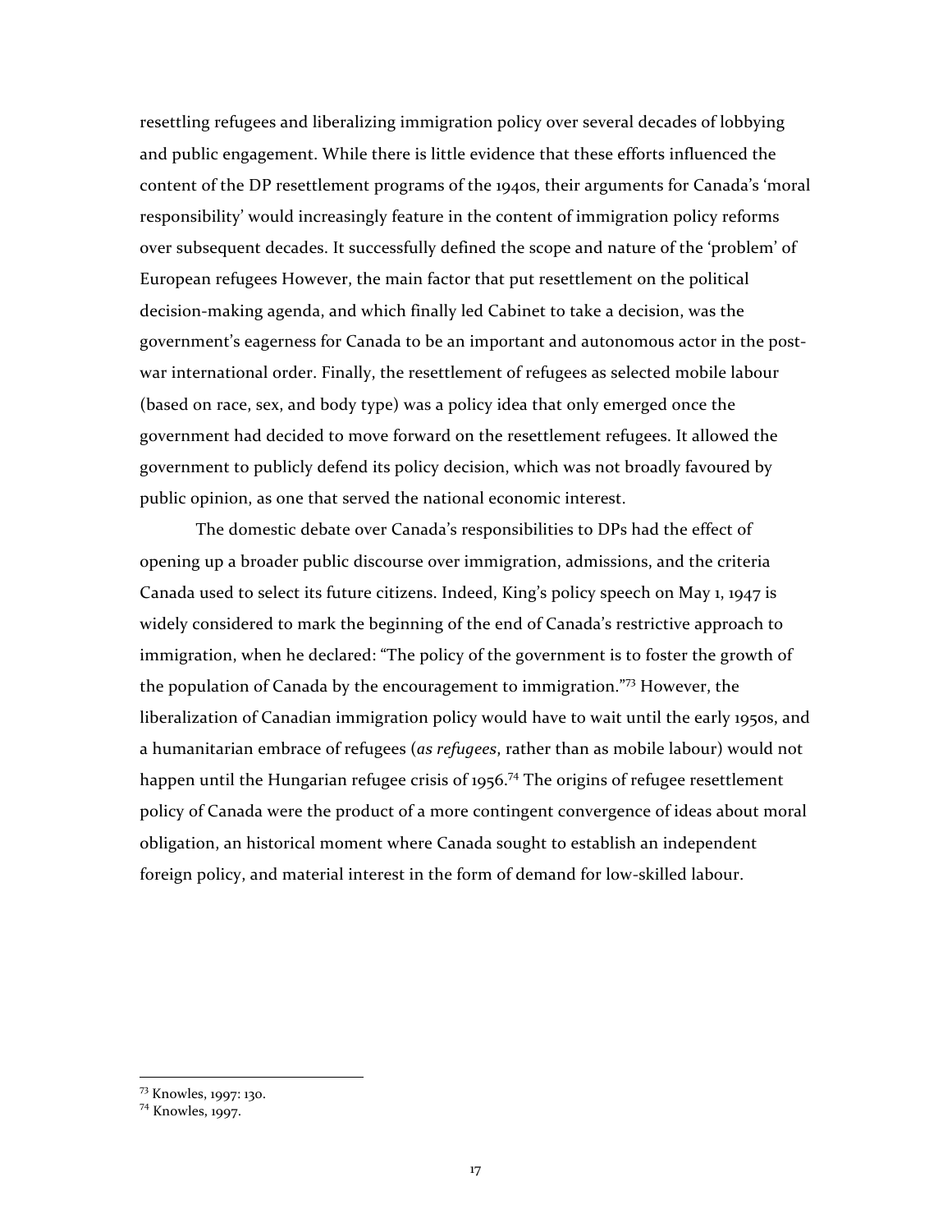resettling refugees and liberalizing immigration policy over several decades of lobbying and public engagement. While there is little evidence that these efforts influenced the content of the DP resettlement programs of the 1940s, their arguments for Canada's 'moral responsibility' would increasingly feature in the content of immigration policy reforms over subsequent decades. It successfully defined the scope and nature of the 'problem' of European refugees However, the main factor that put resettlement on the political decision-making agenda, and which finally led Cabinet to take a decision, was the government's eagerness for Canada to be an important and autonomous actor in the post-war international order. Finally, the resettlement of refugees as selected mobile labour (based on race, sex, and body type) was a policy idea that only emerged once the government had decided to move forward on the resettlement refugees. It allowed the government to publicly defend its policy decision, which was not broadly favoured by public opinion, as one that served the national economic interest.

The domestic debate over Canada's responsibilities to DPs had the effect of opening up a broader public discourse over immigration, admissions, and the criteria Canada used to select its future citizens. Indeed, King's policy speech on May 1, 1947 is widely considered to mark the beginning of the end of Canada's restrictive approach to immigration, when he declared: "The policy of the government is to foster the growth of the population of Canada by the encouragement to immigration."[73] However, the liberalization of Canadian immigration policy would have to wait until the early 1950s, and a humanitarian embrace of refugees (*as refugees*, rather than as mobile labour) would not happen until the Hungarian refugee crisis of 1956.[74] The origins of refugee resettlement policy of Canada were the product of a more contingent convergence of ideas about moral obligation, an historical moment where Canada sought to establish an independent foreign policy, and material interest in the form of demand for low-skilled labour.

[73] Knowles, 1997: 130.

[74] Knowles, 1997.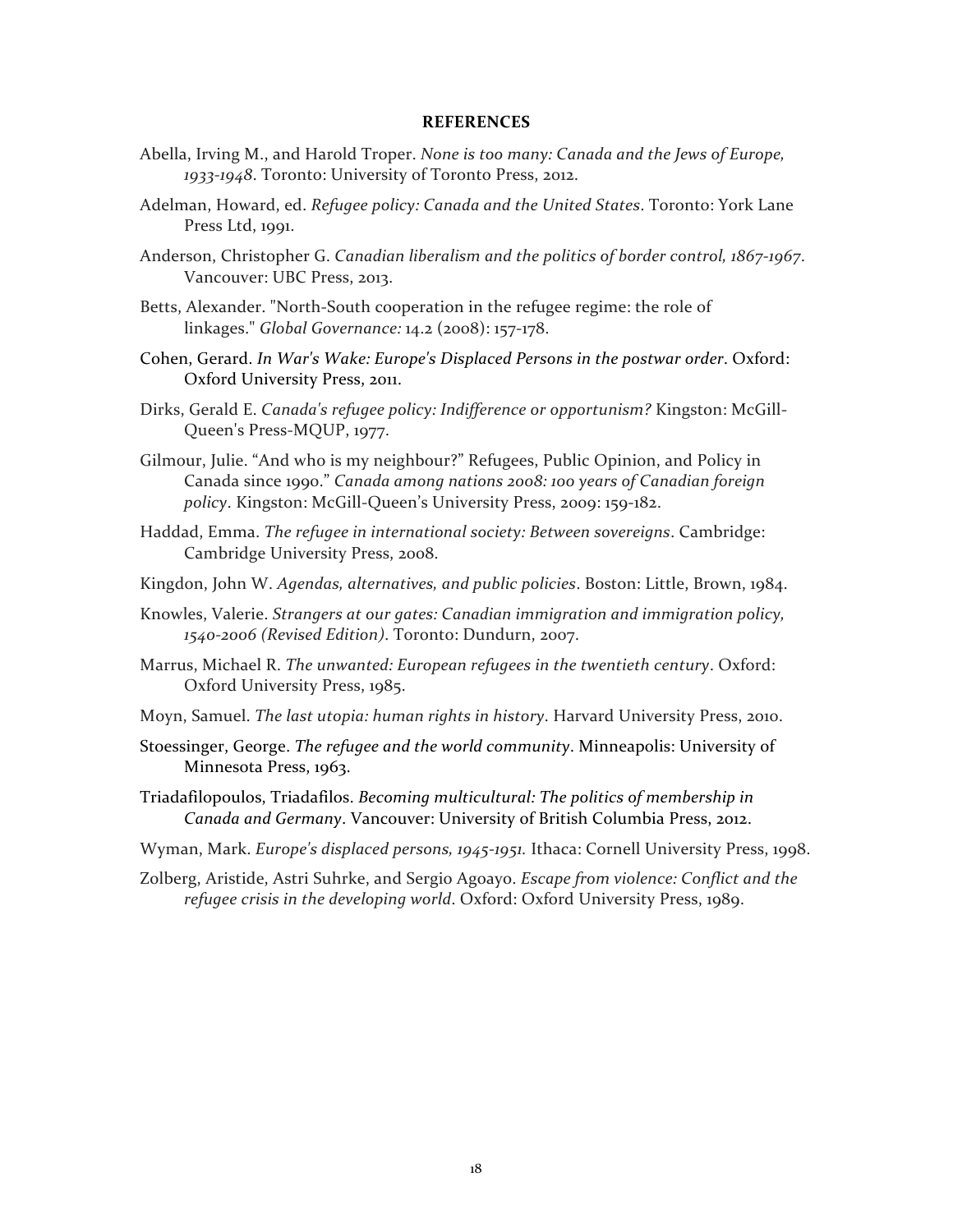**REFERENCES**

Abella, Irving M., and Harold Troper. *None is too many: Canada and the Jews of Europe, 1933-1948*. Toronto: University of Toronto Press, 2012.

Adelman, Howard, ed. *Refugee policy: Canada and the United States*. Toronto: York Lane Press Ltd, 1991.

Anderson, Christopher G. *Canadian liberalism and the politics of border control, 1867-1967*. Vancouver: UBC Press, 2013.

Betts, Alexander. "North-South cooperation in the refugee regime: the role of linkages." *Global Governance:* 14.2 (2008): 157-178.

Cohen, Gerard. *In War's Wake: Europe's Displaced Persons in the postwar order*. Oxford: Oxford University Press, 2011.

Dirks, Gerald E. *Canada's refugee policy: Indifference or opportunism?* Kingston: McGill-Queen's Press-MQUP, 1977.

Gilmour, Julie. "And who is my neighbour?" Refugees, Public Opinion, and Policy in Canada since 1990." *Canada among nations 2008: 100 years of Canadian foreign policy*. Kingston: McGill-Queen's University Press, 2009: 159-182.

Haddad, Emma. *The refugee in international society: Between sovereigns*. Cambridge: Cambridge University Press, 2008.

Kingdon, John W. *Agendas, alternatives, and public policies*. Boston: Little, Brown, 1984.

Knowles, Valerie. *Strangers at our gates: Canadian immigration and immigration policy, 1540-2006 (Revised Edition)*. Toronto: Dundurn, 2007.

Marrus, Michael R. *The unwanted: European refugees in the twentieth century*. Oxford: Oxford University Press, 1985.

Moyn, Samuel. *The last utopia: human rights in history*. Harvard University Press, 2010.

Stoessinger, George. *The refugee and the world community*. Minneapolis: University of Minnesota Press, 1963.

Triadafilopoulos, Triadafilos. *Becoming multicultural: The politics of membership in Canada and Germany*. Vancouver: University of British Columbia Press, 2012.

Wyman, Mark. *Europe's displaced persons, 1945-1951*. Ithaca: Cornell University Press, 1998.

Zolberg, Aristide, Astri Suhrke, and Sergio Agoayo. *Escape from violence: Conflict and the refugee crisis in the developing world*. Oxford: Oxford University Press, 1989.